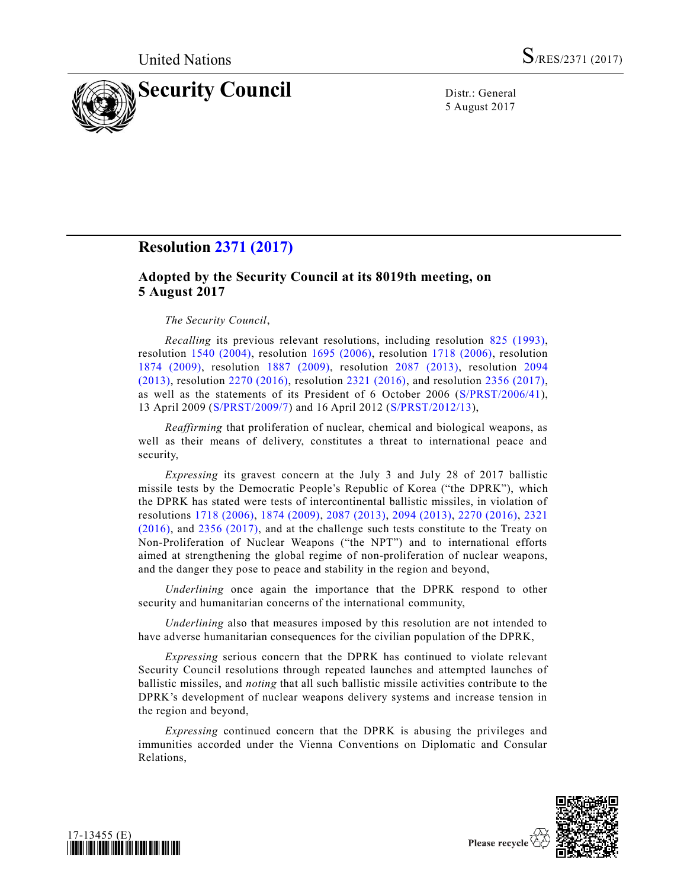United Nations S/RES/2371 (2017)

# Security Council

Distr.: General
5 August 2017

## Resolution 2371 (2017)

### Adopted by the Security Council at its 8019th meeting, on 5 August 2017

*The Security Council*,

*Recalling* its previous relevant resolutions, including resolution 825 (1993), resolution 1540 (2004), resolution 1695 (2006), resolution 1718 (2006), resolution 1874 (2009), resolution 1887 (2009), resolution 2087 (2013), resolution 2094 (2013), resolution 2270 (2016), resolution 2321 (2016), and resolution 2356 (2017), as well as the statements of its President of 6 October 2006 (S/PRST/2006/41), 13 April 2009 (S/PRST/2009/7) and 16 April 2012 (S/PRST/2012/13),

*Reaffirming* that proliferation of nuclear, chemical and biological weapons, as well as their means of delivery, constitutes a threat to international peace and security,

*Expressing* its gravest concern at the July 3 and July 28 of 2017 ballistic missile tests by the Democratic People's Republic of Korea ("the DPRK"), which the DPRK has stated were tests of intercontinental ballistic missiles, in violation of resolutions 1718 (2006), 1874 (2009), 2087 (2013), 2094 (2013), 2270 (2016), 2321 (2016), and 2356 (2017), and at the challenge such tests constitute to the Treaty on Non-Proliferation of Nuclear Weapons ("the NPT") and to international efforts aimed at strengthening the global regime of non-proliferation of nuclear weapons, and the danger they pose to peace and stability in the region and beyond,

*Underlining* once again the importance that the DPRK respond to other security and humanitarian concerns of the international community,

*Underlining* also that measures imposed by this resolution are not intended to have adverse humanitarian consequences for the civilian population of the DPRK,

*Expressing* serious concern that the DPRK has continued to violate relevant Security Council resolutions through repeated launches and attempted launches of ballistic missiles, and *noting* that all such ballistic missile activities contribute to the DPRK's development of nuclear weapons delivery systems and increase tension in the region and beyond,

*Expressing* continued concern that the DPRK is abusing the privileges and immunities accorded under the Vienna Conventions on Diplomatic and Consular Relations,

17-13455 (E)

Please recycle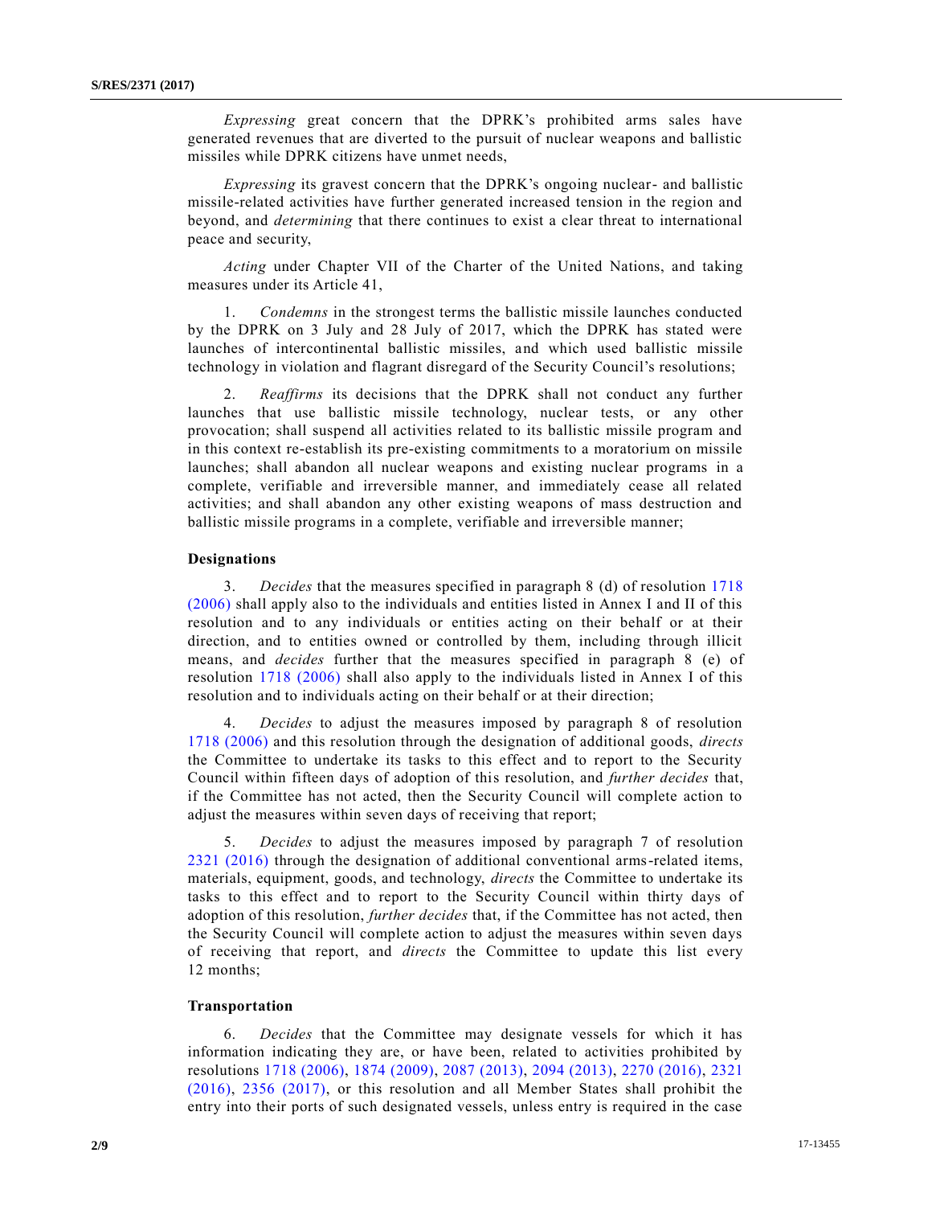*Expressing* great concern that the DPRK's prohibited arms sales have generated revenues that are diverted to the pursuit of nuclear weapons and ballistic missiles while DPRK citizens have unmet needs,

*Expressing* its gravest concern that the DPRK's ongoing nuclear- and ballistic missile-related activities have further generated increased tension in the region and beyond, and *determining* that there continues to exist a clear threat to international peace and security,

*Acting* under Chapter VII of the Charter of the United Nations, and taking measures under its Article 41,

1. *Condemns* in the strongest terms the ballistic missile launches conducted by the DPRK on 3 July and 28 July of 2017, which the DPRK has stated were launches of intercontinental ballistic missiles, and which used ballistic missile technology in violation and flagrant disregard of the Security Council's resolutions;

2. *Reaffirms* its decisions that the DPRK shall not conduct any further launches that use ballistic missile technology, nuclear tests, or any other provocation; shall suspend all activities related to its ballistic missile program and in this context re-establish its pre-existing commitments to a moratorium on missile launches; shall abandon all nuclear weapons and existing nuclear programs in a complete, verifiable and irreversible manner, and immediately cease all related activities; and shall abandon any other existing weapons of mass destruction and ballistic missile programs in a complete, verifiable and irreversible manner;

**Designations**

3. *Decides* that the measures specified in paragraph 8 (d) of resolution 1718 (2006) shall apply also to the individuals and entities listed in Annex I and II of this resolution and to any individuals or entities acting on their behalf or at their direction, and to entities owned or controlled by them, including through illicit means, and *decides* further that the measures specified in paragraph 8 (e) of resolution 1718 (2006) shall also apply to the individuals listed in Annex I of this resolution and to individuals acting on their behalf or at their direction;

4. *Decides* to adjust the measures imposed by paragraph 8 of resolution 1718 (2006) and this resolution through the designation of additional goods, *directs* the Committee to undertake its tasks to this effect and to report to the Security Council within fifteen days of adoption of this resolution, and *further decides* that, if the Committee has not acted, then the Security Council will complete action to adjust the measures within seven days of receiving that report;

5. *Decides* to adjust the measures imposed by paragraph 7 of resolution 2321 (2016) through the designation of additional conventional arms-related items, materials, equipment, goods, and technology, *directs* the Committee to undertake its tasks to this effect and to report to the Security Council within thirty days of adoption of this resolution, *further decides* that, if the Committee has not acted, then the Security Council will complete action to adjust the measures within seven days of receiving that report, and *directs* the Committee to update this list every 12 months;

**Transportation**

6. *Decides* that the Committee may designate vessels for which it has information indicating they are, or have been, related to activities prohibited by resolutions 1718 (2006), 1874 (2009), 2087 (2013), 2094 (2013), 2270 (2016), 2321 (2016), 2356 (2017), or this resolution and all Member States shall prohibit the entry into their ports of such designated vessels, unless entry is required in the case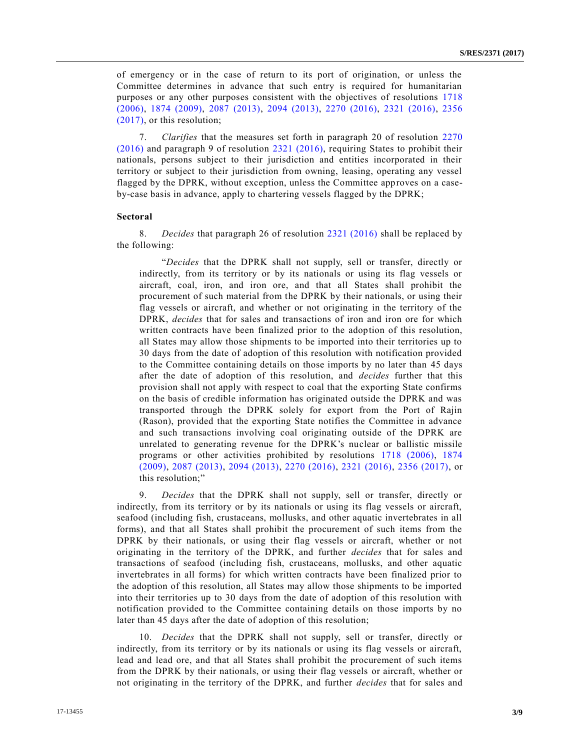of emergency or in the case of return to its port of origination, or unless the Committee determines in advance that such entry is required for humanitarian purposes or any other purposes consistent with the objectives of resolutions 1718 (2006), 1874 (2009), 2087 (2013), 2094 (2013), 2270 (2016), 2321 (2016), 2356 (2017), or this resolution;

7. *Clarifies* that the measures set forth in paragraph 20 of resolution 2270 (2016) and paragraph 9 of resolution 2321 (2016), requiring States to prohibit their nationals, persons subject to their jurisdiction and entities incorporated in their territory or subject to their jurisdiction from owning, leasing, operating any vessel flagged by the DPRK, without exception, unless the Committee approves on a case-by-case basis in advance, apply to chartering vessels flagged by the DPRK;

**Sectoral**

8. *Decides* that paragraph 26 of resolution 2321 (2016) shall be replaced by the following:

> "*Decides* that the DPRK shall not supply, sell or transfer, directly or indirectly, from its territory or by its nationals or using its flag vessels or aircraft, coal, iron, and iron ore, and that all States shall prohibit the procurement of such material from the DPRK by their nationals, or using their flag vessels or aircraft, and whether or not originating in the territory of the DPRK, *decides* that for sales and transactions of iron and iron ore for which written contracts have been finalized prior to the adoption of this resolution, all States may allow those shipments to be imported into their territories up to 30 days from the date of adoption of this resolution with notification provided to the Committee containing details on those imports by no later than 45 days after the date of adoption of this resolution, and *decides* further that this provision shall not apply with respect to coal that the exporting State confirms on the basis of credible information has originated outside the DPRK and was transported through the DPRK solely for export from the Port of Rajin (Rason), provided that the exporting State notifies the Committee in advance and such transactions involving coal originating outside of the DPRK are unrelated to generating revenue for the DPRK's nuclear or ballistic missile programs or other activities prohibited by resolutions 1718 (2006), 1874 (2009), 2087 (2013), 2094 (2013), 2270 (2016), 2321 (2016), 2356 (2017), or this resolution;"

9. *Decides* that the DPRK shall not supply, sell or transfer, directly or indirectly, from its territory or by its nationals or using its flag vessels or aircraft, seafood (including fish, crustaceans, mollusks, and other aquatic invertebrates in all forms), and that all States shall prohibit the procurement of such items from the DPRK by their nationals, or using their flag vessels or aircraft, whether or not originating in the territory of the DPRK, and further *decides* that for sales and transactions of seafood (including fish, crustaceans, mollusks, and other aquatic invertebrates in all forms) for which written contracts have been finalized prior to the adoption of this resolution, all States may allow those shipments to be imported into their territories up to 30 days from the date of adoption of this resolution with notification provided to the Committee containing details on those imports by no later than 45 days after the date of adoption of this resolution;

10. *Decides* that the DPRK shall not supply, sell or transfer, directly or indirectly, from its territory or by its nationals or using its flag vessels or aircraft, lead and lead ore, and that all States shall prohibit the procurement of such items from the DPRK by their nationals, or using their flag vessels or aircraft, whether or not originating in the territory of the DPRK, and further *decides* that for sales and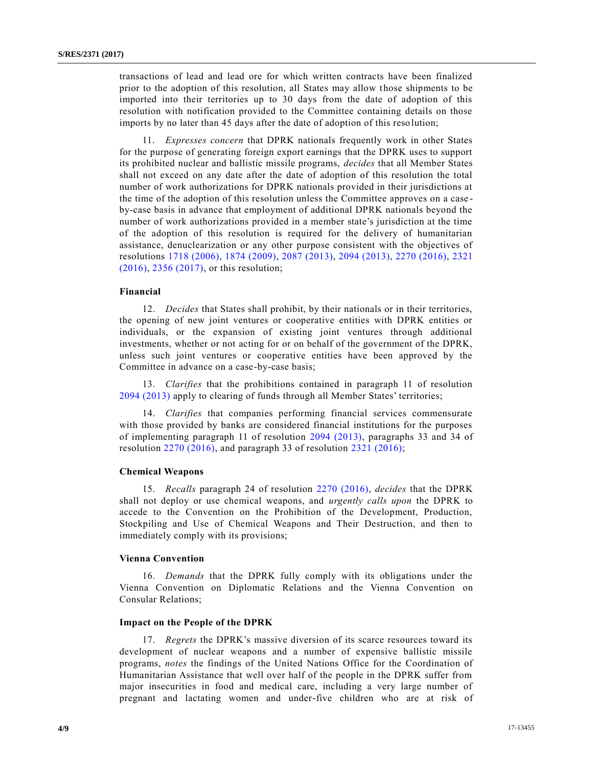transactions of lead and lead ore for which written contracts have been finalized prior to the adoption of this resolution, all States may allow those shipments to be imported into their territories up to 30 days from the date of adoption of this resolution with notification provided to the Committee containing details on those imports by no later than 45 days after the date of adoption of this resolution;

11. *Expresses concern* that DPRK nationals frequently work in other States for the purpose of generating foreign export earnings that the DPRK uses to support its prohibited nuclear and ballistic missile programs, *decides* that all Member States shall not exceed on any date after the date of adoption of this resolution the total number of work authorizations for DPRK nationals provided in their jurisdictions at the time of the adoption of this resolution unless the Committee approves on a case-by-case basis in advance that employment of additional DPRK nationals beyond the number of work authorizations provided in a member state's jurisdiction at the time of the adoption of this resolution is required for the delivery of humanitarian assistance, denuclearization or any other purpose consistent with the objectives of resolutions 1718 (2006), 1874 (2009), 2087 (2013), 2094 (2013), 2270 (2016), 2321 (2016), 2356 (2017), or this resolution;

**Financial**

12. *Decides* that States shall prohibit, by their nationals or in their territories, the opening of new joint ventures or cooperative entities with DPRK entities or individuals, or the expansion of existing joint ventures through additional investments, whether or not acting for or on behalf of the government of the DPRK, unless such joint ventures or cooperative entities have been approved by the Committee in advance on a case-by-case basis;

13. *Clarifies* that the prohibitions contained in paragraph 11 of resolution 2094 (2013) apply to clearing of funds through all Member States' territories;

14. *Clarifies* that companies performing financial services commensurate with those provided by banks are considered financial institutions for the purposes of implementing paragraph 11 of resolution 2094 (2013), paragraphs 33 and 34 of resolution 2270 (2016), and paragraph 33 of resolution 2321 (2016);

**Chemical Weapons**

15. *Recalls* paragraph 24 of resolution 2270 (2016), *decides* that the DPRK shall not deploy or use chemical weapons, and *urgently calls upon* the DPRK to accede to the Convention on the Prohibition of the Development, Production, Stockpiling and Use of Chemical Weapons and Their Destruction, and then to immediately comply with its provisions;

**Vienna Convention**

16. *Demands* that the DPRK fully comply with its obligations under the Vienna Convention on Diplomatic Relations and the Vienna Convention on Consular Relations;

**Impact on the People of the DPRK**

17. *Regrets* the DPRK's massive diversion of its scarce resources toward its development of nuclear weapons and a number of expensive ballistic missile programs, *notes* the findings of the United Nations Office for the Coordination of Humanitarian Assistance that well over half of the people in the DPRK suffer from major insecurities in food and medical care, including a very large number of pregnant and lactating women and under-five children who are at risk of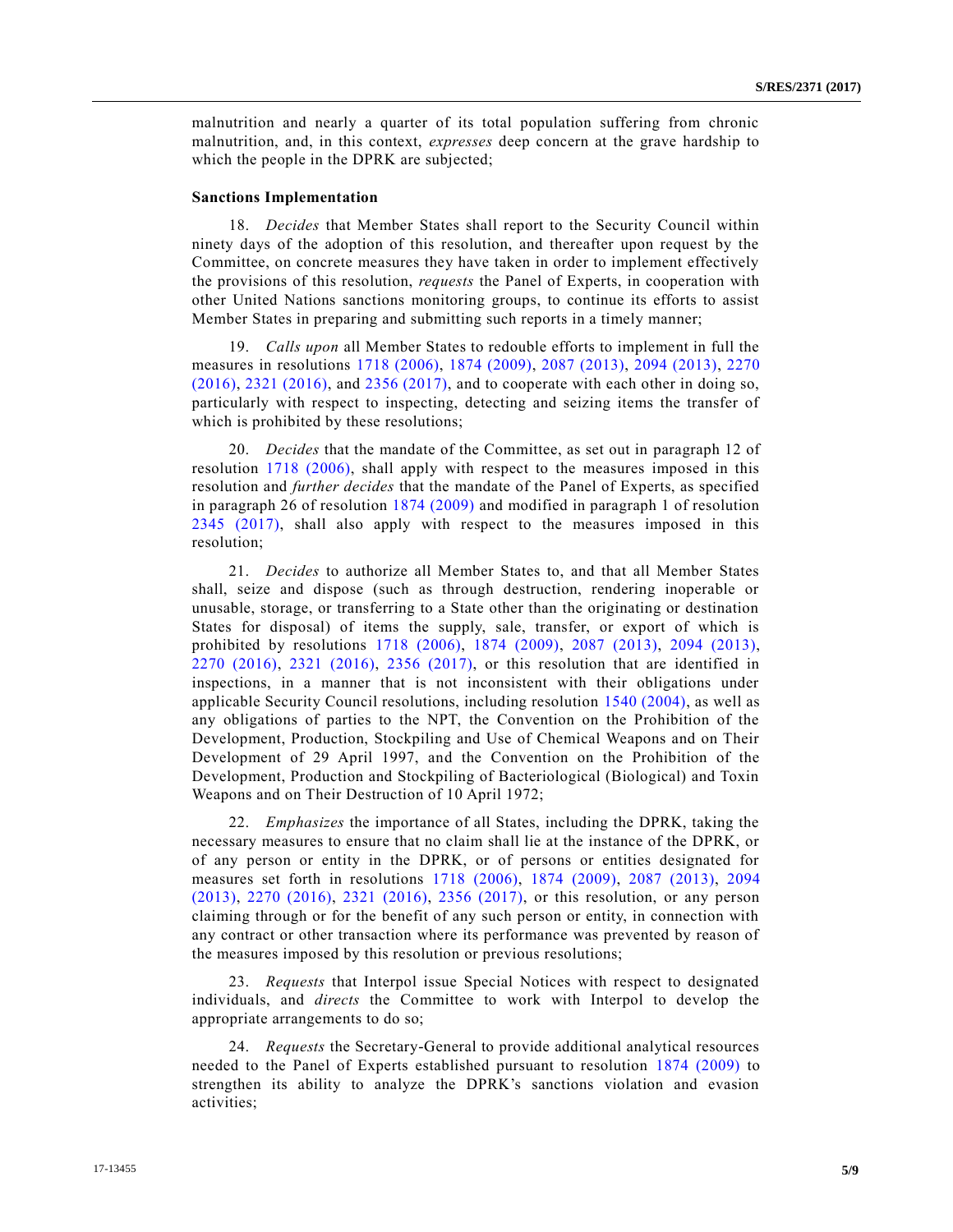malnutrition and nearly a quarter of its total population suffering from chronic malnutrition, and, in this context, *expresses* deep concern at the grave hardship to which the people in the DPRK are subjected;

**Sanctions Implementation**

18. *Decides* that Member States shall report to the Security Council within ninety days of the adoption of this resolution, and thereafter upon request by the Committee, on concrete measures they have taken in order to implement effectively the provisions of this resolution, *requests* the Panel of Experts, in cooperation with other United Nations sanctions monitoring groups, to continue its efforts to assist Member States in preparing and submitting such reports in a timely manner;

19. *Calls upon* all Member States to redouble efforts to implement in full the measures in resolutions 1718 (2006), 1874 (2009), 2087 (2013), 2094 (2013), 2270 (2016), 2321 (2016), and 2356 (2017), and to cooperate with each other in doing so, particularly with respect to inspecting, detecting and seizing items the transfer of which is prohibited by these resolutions;

20. *Decides* that the mandate of the Committee, as set out in paragraph 12 of resolution 1718 (2006), shall apply with respect to the measures imposed in this resolution and *further decides* that the mandate of the Panel of Experts, as specified in paragraph 26 of resolution 1874 (2009) and modified in paragraph 1 of resolution 2345 (2017), shall also apply with respect to the measures imposed in this resolution;

21. *Decides* to authorize all Member States to, and that all Member States shall, seize and dispose (such as through destruction, rendering inoperable or unusable, storage, or transferring to a State other than the originating or destination States for disposal) of items the supply, sale, transfer, or export of which is prohibited by resolutions 1718 (2006), 1874 (2009), 2087 (2013), 2094 (2013), 2270 (2016), 2321 (2016), 2356 (2017), or this resolution that are identified in inspections, in a manner that is not inconsistent with their obligations under applicable Security Council resolutions, including resolution 1540 (2004), as well as any obligations of parties to the NPT, the Convention on the Prohibition of the Development, Production, Stockpiling and Use of Chemical Weapons and on Their Development of 29 April 1997, and the Convention on the Prohibition of the Development, Production and Stockpiling of Bacteriological (Biological) and Toxin Weapons and on Their Destruction of 10 April 1972;

22. *Emphasizes* the importance of all States, including the DPRK, taking the necessary measures to ensure that no claim shall lie at the instance of the DPRK, or of any person or entity in the DPRK, or of persons or entities designated for measures set forth in resolutions 1718 (2006), 1874 (2009), 2087 (2013), 2094 (2013), 2270 (2016), 2321 (2016), 2356 (2017), or this resolution, or any person claiming through or for the benefit of any such person or entity, in connection with any contract or other transaction where its performance was prevented by reason of the measures imposed by this resolution or previous resolutions;

23. *Requests* that Interpol issue Special Notices with respect to designated individuals, and *directs* the Committee to work with Interpol to develop the appropriate arrangements to do so;

24. *Requests* the Secretary-General to provide additional analytical resources needed to the Panel of Experts established pursuant to resolution 1874 (2009) to strengthen its ability to analyze the DPRK's sanctions violation and evasion activities;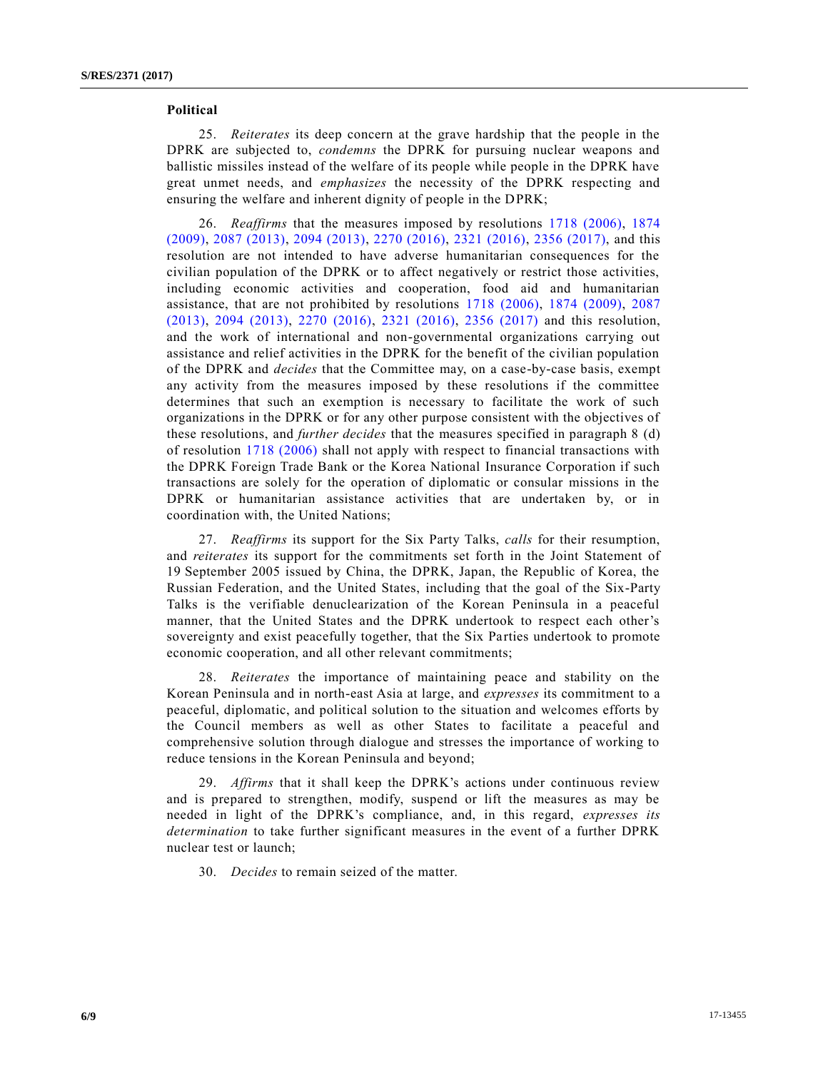### Political

25. *Reiterates* its deep concern at the grave hardship that the people in the DPRK are subjected to, *condemns* the DPRK for pursuing nuclear weapons and ballistic missiles instead of the welfare of its people while people in the DPRK have great unmet needs, and *emphasizes* the necessity of the DPRK respecting and ensuring the welfare and inherent dignity of people in the DPRK;

26. *Reaffirms* that the measures imposed by resolutions 1718 (2006), 1874 (2009), 2087 (2013), 2094 (2013), 2270 (2016), 2321 (2016), 2356 (2017), and this resolution are not intended to have adverse humanitarian consequences for the civilian population of the DPRK or to affect negatively or restrict those activities, including economic activities and cooperation, food aid and humanitarian assistance, that are not prohibited by resolutions 1718 (2006), 1874 (2009), 2087 (2013), 2094 (2013), 2270 (2016), 2321 (2016), 2356 (2017) and this resolution, and the work of international and non-governmental organizations carrying out assistance and relief activities in the DPRK for the benefit of the civilian population of the DPRK and *decides* that the Committee may, on a case-by-case basis, exempt any activity from the measures imposed by these resolutions if the committee determines that such an exemption is necessary to facilitate the work of such organizations in the DPRK or for any other purpose consistent with the objectives of these resolutions, and *further decides* that the measures specified in paragraph 8 (d) of resolution 1718 (2006) shall not apply with respect to financial transactions with the DPRK Foreign Trade Bank or the Korea National Insurance Corporation if such transactions are solely for the operation of diplomatic or consular missions in the DPRK or humanitarian assistance activities that are undertaken by, or in coordination with, the United Nations;

27. *Reaffirms* its support for the Six Party Talks, *calls* for their resumption, and *reiterates* its support for the commitments set forth in the Joint Statement of 19 September 2005 issued by China, the DPRK, Japan, the Republic of Korea, the Russian Federation, and the United States, including that the goal of the Six-Party Talks is the verifiable denuclearization of the Korean Peninsula in a peaceful manner, that the United States and the DPRK undertook to respect each other's sovereignty and exist peacefully together, that the Six Parties undertook to promote economic cooperation, and all other relevant commitments;

28. *Reiterates* the importance of maintaining peace and stability on the Korean Peninsula and in north-east Asia at large, and *expresses* its commitment to a peaceful, diplomatic, and political solution to the situation and welcomes efforts by the Council members as well as other States to facilitate a peaceful and comprehensive solution through dialogue and stresses the importance of working to reduce tensions in the Korean Peninsula and beyond;

29. *Affirms* that it shall keep the DPRK's actions under continuous review and is prepared to strengthen, modify, suspend or lift the measures as may be needed in light of the DPRK's compliance, and, in this regard, *expresses its determination* to take further significant measures in the event of a further DPRK nuclear test or launch;

30. *Decides* to remain seized of the matter.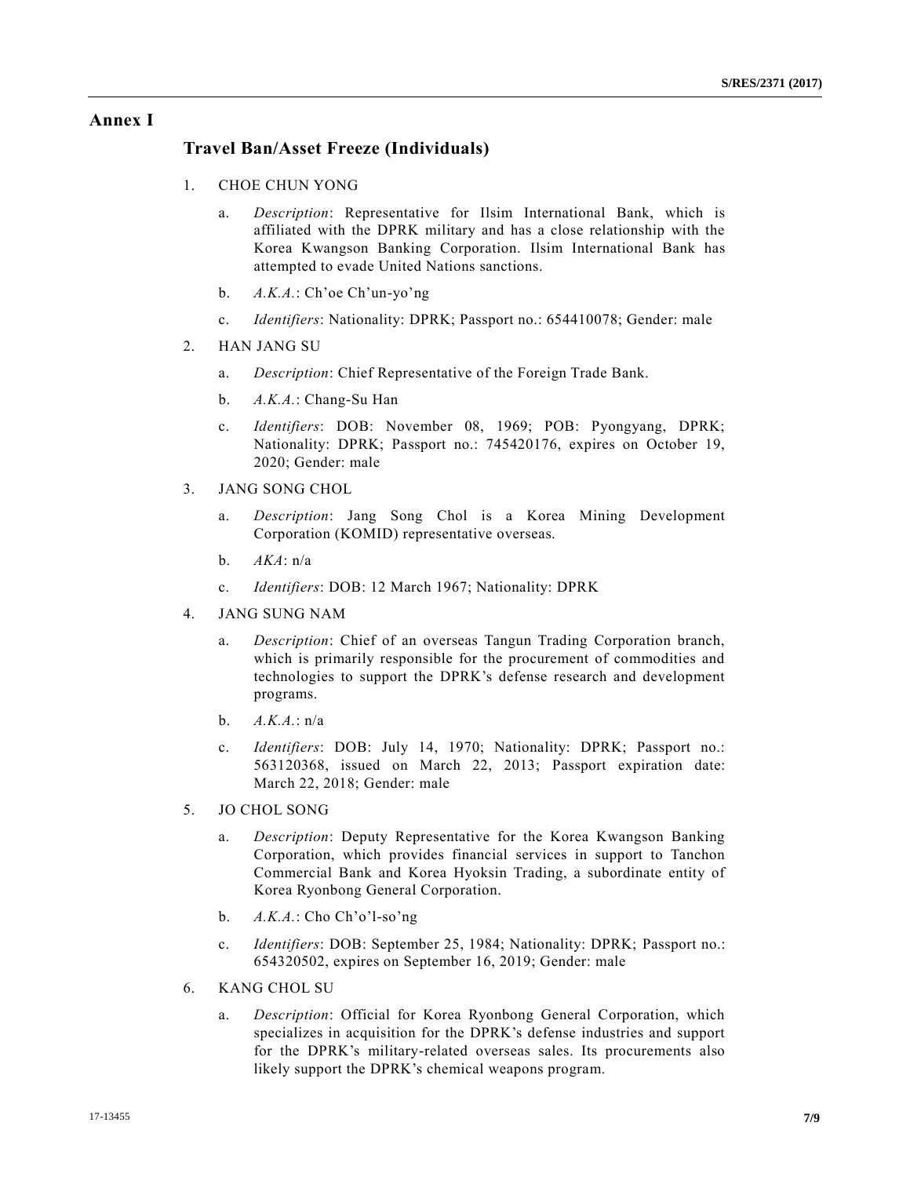# Annex I

## Travel Ban/Asset Freeze (Individuals)

1. CHOE CHUN YONG

   a. *Description*: Representative for Ilsim International Bank, which is affiliated with the DPRK military and has a close relationship with the Korea Kwangson Banking Corporation. Ilsim International Bank has attempted to evade United Nations sanctions.

   b. *A.K.A.*: Ch'oe Ch'un-yo'ng

   c. *Identifiers*: Nationality: DPRK; Passport no.: 654410078; Gender: male

2. HAN JANG SU

   a. *Description*: Chief Representative of the Foreign Trade Bank.

   b. *A.K.A.*: Chang-Su Han

   c. *Identifiers*: DOB: November 08, 1969; POB: Pyongyang, DPRK; Nationality: DPRK; Passport no.: 745420176, expires on October 19, 2020; Gender: male

3. JANG SONG CHOL

   a. *Description*: Jang Song Chol is a Korea Mining Development Corporation (KOMID) representative overseas.

   b. *AKA*: n/a

   c. *Identifiers*: DOB: 12 March 1967; Nationality: DPRK

4. JANG SUNG NAM

   a. *Description*: Chief of an overseas Tangun Trading Corporation branch, which is primarily responsible for the procurement of commodities and technologies to support the DPRK's defense research and development programs.

   b. *A.K.A.*: n/a

   c. *Identifiers*: DOB: July 14, 1970; Nationality: DPRK; Passport no.: 563120368, issued on March 22, 2013; Passport expiration date: March 22, 2018; Gender: male

5. JO CHOL SONG

   a. *Description*: Deputy Representative for the Korea Kwangson Banking Corporation, which provides financial services in support to Tanchon Commercial Bank and Korea Hyoksin Trading, a subordinate entity of Korea Ryonbong General Corporation.

   b. *A.K.A.*: Cho Ch'o'l-so'ng

   c. *Identifiers*: DOB: September 25, 1984; Nationality: DPRK; Passport no.: 654320502, expires on September 16, 2019; Gender: male

6. KANG CHOL SU

   a. *Description*: Official for Korea Ryonbong General Corporation, which specializes in acquisition for the DPRK's defense industries and support for the DPRK's military-related overseas sales. Its procurements also likely support the DPRK's chemical weapons program.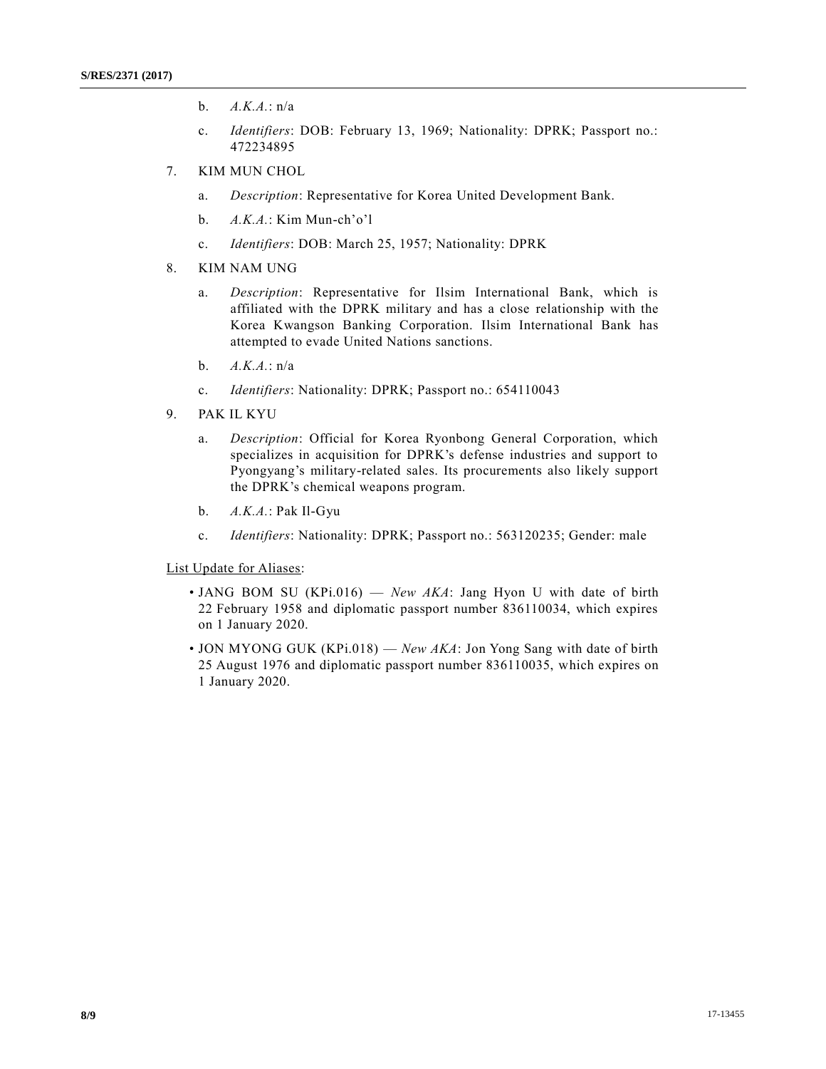b. *A.K.A.*: n/a

c. *Identifiers*: DOB: February 13, 1969; Nationality: DPRK; Passport no.: 472234895

7. KIM MUN CHOL

   a. *Description*: Representative for Korea United Development Bank.

   b. *A.K.A.*: Kim Mun-ch'o'l

   c. *Identifiers*: DOB: March 25, 1957; Nationality: DPRK

8. KIM NAM UNG

   a. *Description*: Representative for Ilsim International Bank, which is affiliated with the DPRK military and has a close relationship with the Korea Kwangson Banking Corporation. Ilsim International Bank has attempted to evade United Nations sanctions.

   b. *A.K.A.*: n/a

   c. *Identifiers*: Nationality: DPRK; Passport no.: 654110043

9. PAK IL KYU

   a. *Description*: Official for Korea Ryonbong General Corporation, which specializes in acquisition for DPRK's defense industries and support to Pyongyang's military-related sales. Its procurements also likely support the DPRK's chemical weapons program.

   b. *A.K.A.*: Pak Il-Gyu

   c. *Identifiers*: Nationality: DPRK; Passport no.: 563120235; Gender: male

List Update for Aliases:

- JANG BOM SU (KPi.016) — *New AKA*: Jang Hyon U with date of birth 22 February 1958 and diplomatic passport number 836110034, which expires on 1 January 2020.
- JON MYONG GUK (KPi.018) — *New AKA*: Jon Yong Sang with date of birth 25 August 1976 and diplomatic passport number 836110035, which expires on 1 January 2020.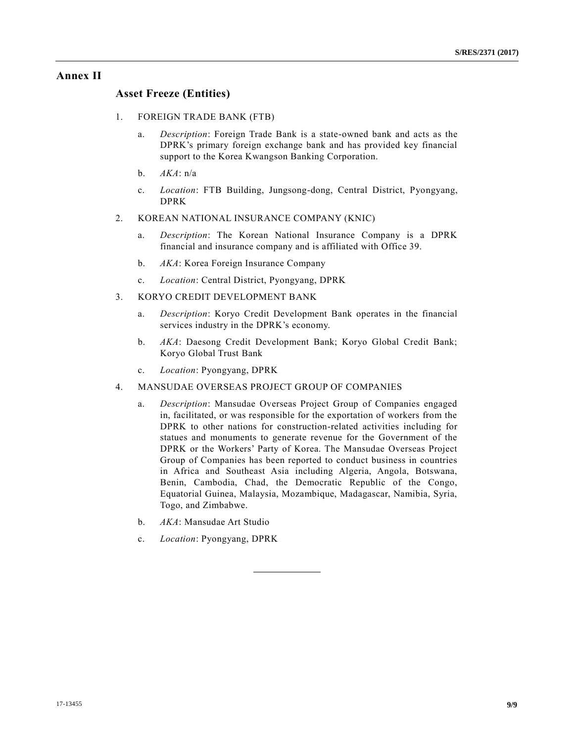# Annex II

## Asset Freeze (Entities)

1. FOREIGN TRADE BANK (FTB)

   a. *Description*: Foreign Trade Bank is a state-owned bank and acts as the DPRK's primary foreign exchange bank and has provided key financial support to the Korea Kwangson Banking Corporation.

   b. *AKA*: n/a

   c. *Location*: FTB Building, Jungsong-dong, Central District, Pyongyang, DPRK

2. KOREAN NATIONAL INSURANCE COMPANY (KNIC)

   a. *Description*: The Korean National Insurance Company is a DPRK financial and insurance company and is affiliated with Office 39.

   b. *AKA*: Korea Foreign Insurance Company

   c. *Location*: Central District, Pyongyang, DPRK

3. KORYO CREDIT DEVELOPMENT BANK

   a. *Description*: Koryo Credit Development Bank operates in the financial services industry in the DPRK's economy.

   b. *AKA*: Daesong Credit Development Bank; Koryo Global Credit Bank; Koryo Global Trust Bank

   c. *Location*: Pyongyang, DPRK

4. MANSUDAE OVERSEAS PROJECT GROUP OF COMPANIES

   a. *Description*: Mansudae Overseas Project Group of Companies engaged in, facilitated, or was responsible for the exportation of workers from the DPRK to other nations for construction-related activities including for statues and monuments to generate revenue for the Government of the DPRK or the Workers' Party of Korea. The Mansudae Overseas Project Group of Companies has been reported to conduct business in countries in Africa and Southeast Asia including Algeria, Angola, Botswana, Benin, Cambodia, Chad, the Democratic Republic of the Congo, Equatorial Guinea, Malaysia, Mozambique, Madagascar, Namibia, Syria, Togo, and Zimbabwe.

   b. *AKA*: Mansudae Art Studio

   c. *Location*: Pyongyang, DPRK